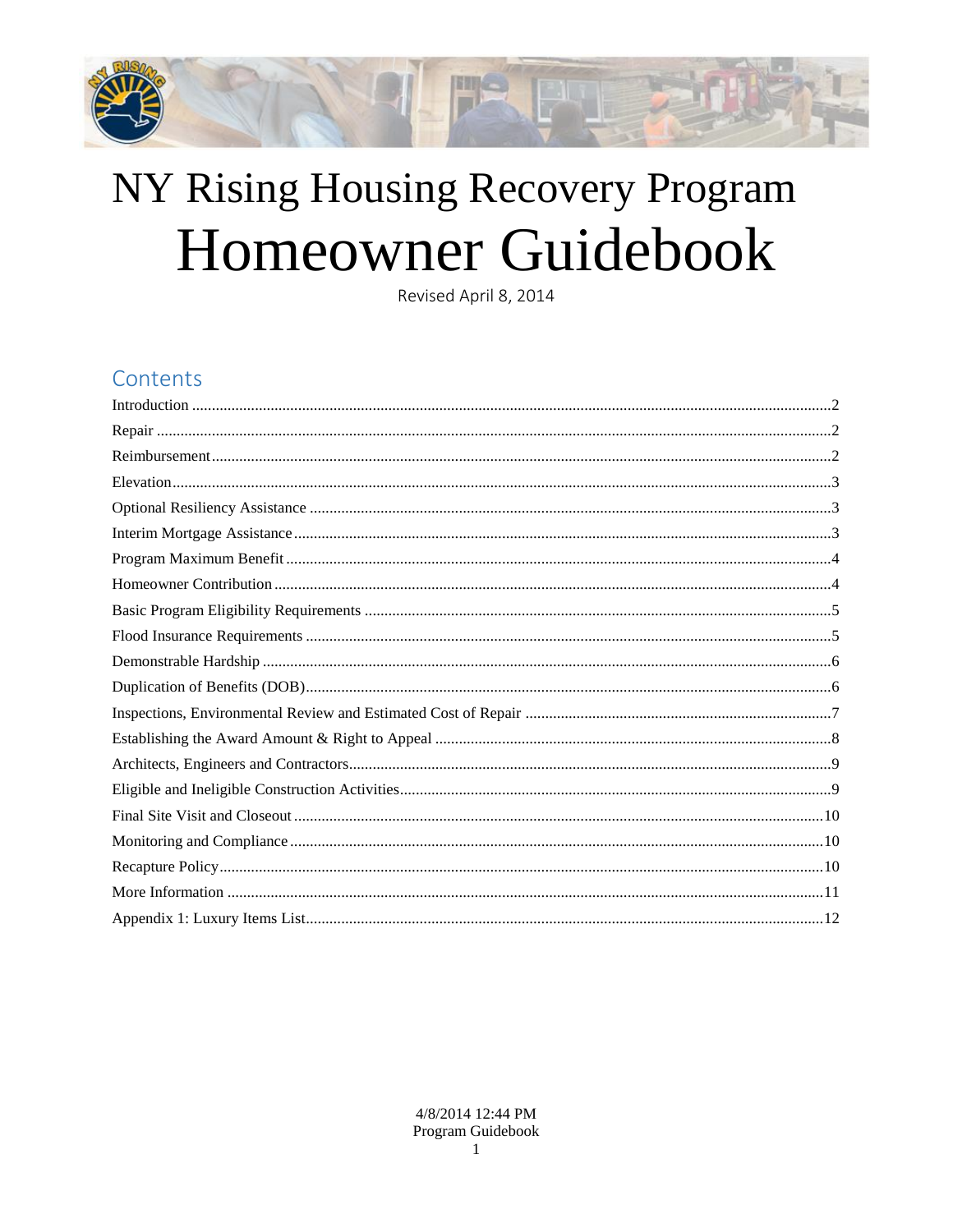# NY Rising Housing Recovery Program

# Homeowner Guidebook

Revised April 8, 2014

## Contents

Introduction ..... 2
Repair ..... 2
Reimbursement ..... 2
Elevation ..... 3
Optional Resiliency Assistance ..... 3
Interim Mortgage Assistance ..... 3
Program Maximum Benefit ..... 4
Homeowner Contribution ..... 4
Basic Program Eligibility Requirements ..... 5
Flood Insurance Requirements ..... 5
Demonstrable Hardship ..... 6
Duplication of Benefits (DOB) ..... 6
Inspections, Environmental Review and Estimated Cost of Repair ..... 7
Establishing the Award Amount & Right to Appeal ..... 8
Architects, Engineers and Contractors ..... 9
Eligible and Ineligible Construction Activities ..... 9
Final Site Visit and Closeout ..... 10
Monitoring and Compliance ..... 10
Recapture Policy ..... 10
More Information ..... 11
Appendix 1: Luxury Items List ..... 12

4/8/2014 12:44 PM
Program Guidebook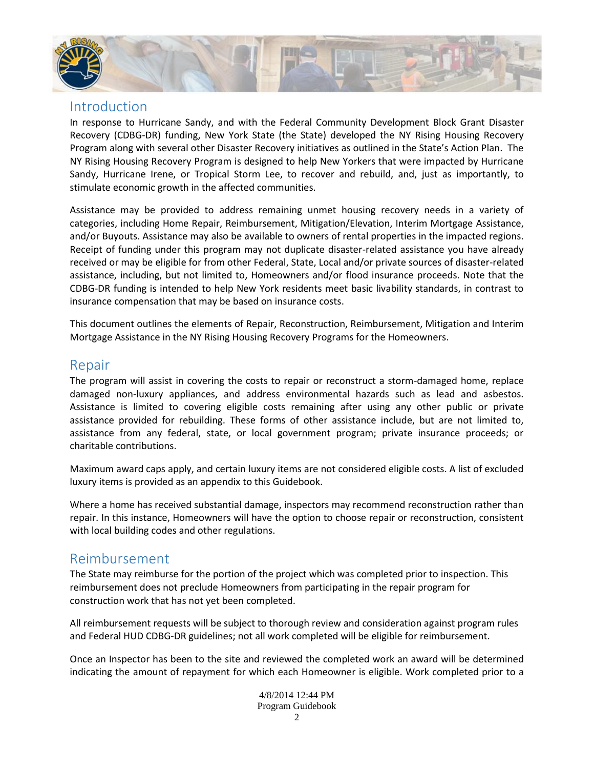## Introduction

In response to Hurricane Sandy, and with the Federal Community Development Block Grant Disaster Recovery (CDBG-DR) funding, New York State (the State) developed the NY Rising Housing Recovery Program along with several other Disaster Recovery initiatives as outlined in the State's Action Plan. The NY Rising Housing Recovery Program is designed to help New Yorkers that were impacted by Hurricane Sandy, Hurricane Irene, or Tropical Storm Lee, to recover and rebuild, and, just as importantly, to stimulate economic growth in the affected communities.

Assistance may be provided to address remaining unmet housing recovery needs in a variety of categories, including Home Repair, Reimbursement, Mitigation/Elevation, Interim Mortgage Assistance, and/or Buyouts. Assistance may also be available to owners of rental properties in the impacted regions. Receipt of funding under this program may not duplicate disaster-related assistance you have already received or may be eligible for from other Federal, State, Local and/or private sources of disaster-related assistance, including, but not limited to, Homeowners and/or flood insurance proceeds. Note that the CDBG-DR funding is intended to help New York residents meet basic livability standards, in contrast to insurance compensation that may be based on insurance costs.

This document outlines the elements of Repair, Reconstruction, Reimbursement, Mitigation and Interim Mortgage Assistance in the NY Rising Housing Recovery Programs for the Homeowners.

## Repair

The program will assist in covering the costs to repair or reconstruct a storm-damaged home, replace damaged non-luxury appliances, and address environmental hazards such as lead and asbestos. Assistance is limited to covering eligible costs remaining after using any other public or private assistance provided for rebuilding. These forms of other assistance include, but are not limited to, assistance from any federal, state, or local government program; private insurance proceeds; or charitable contributions.

Maximum award caps apply, and certain luxury items are not considered eligible costs. A list of excluded luxury items is provided as an appendix to this Guidebook.

Where a home has received substantial damage, inspectors may recommend reconstruction rather than repair. In this instance, Homeowners will have the option to choose repair or reconstruction, consistent with local building codes and other regulations.

## Reimbursement

The State may reimburse for the portion of the project which was completed prior to inspection. This reimbursement does not preclude Homeowners from participating in the repair program for construction work that has not yet been completed.

All reimbursement requests will be subject to thorough review and consideration against program rules and Federal HUD CDBG-DR guidelines; not all work completed will be eligible for reimbursement.

Once an Inspector has been to the site and reviewed the completed work an award will be determined indicating the amount of repayment for which each Homeowner is eligible. Work completed prior to a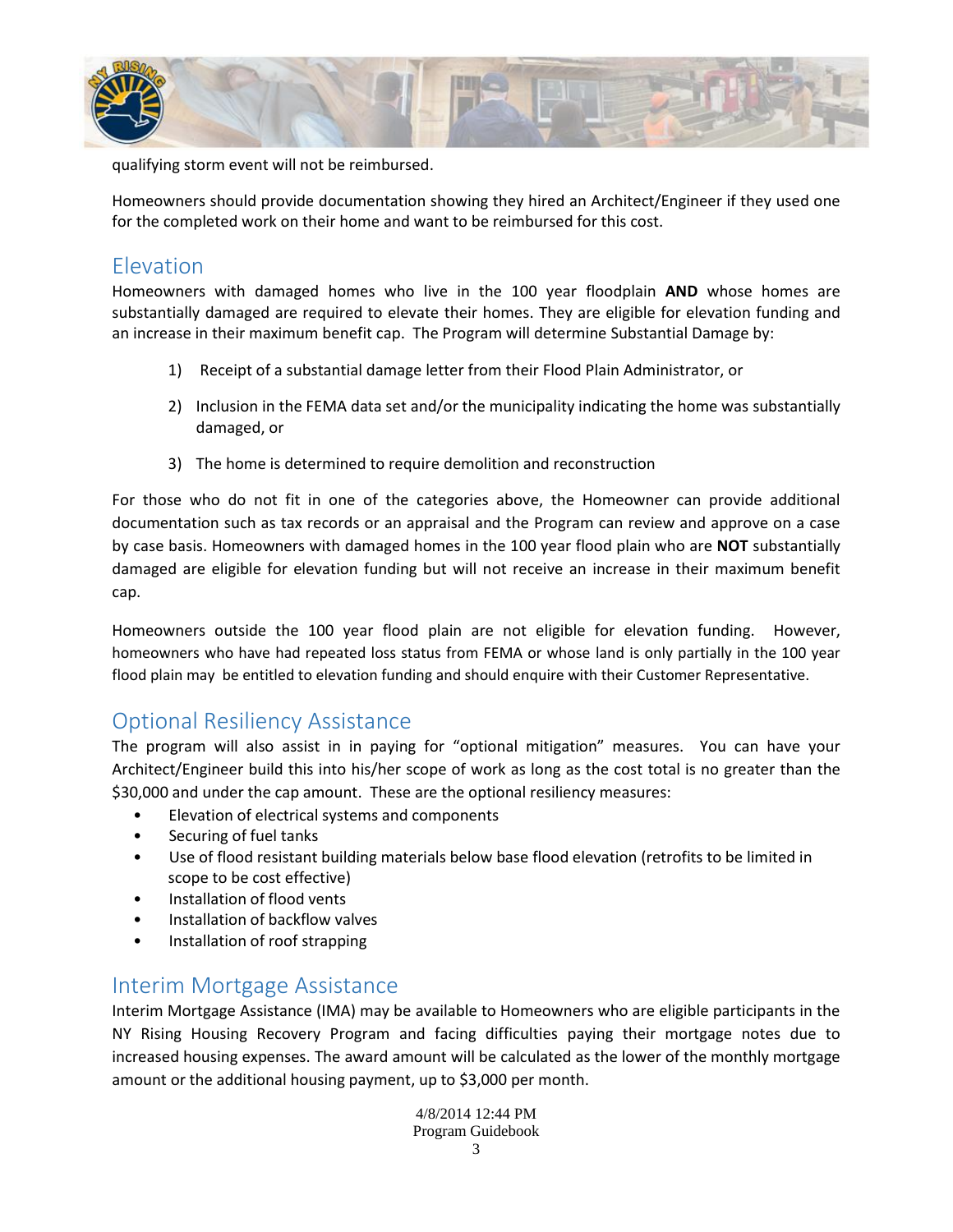qualifying storm event will not be reimbursed.

Homeowners should provide documentation showing they hired an Architect/Engineer if they used one for the completed work on their home and want to be reimbursed for this cost.

## Elevation

Homeowners with damaged homes who live in the 100 year floodplain **AND** whose homes are substantially damaged are required to elevate their homes. They are eligible for elevation funding and an increase in their maximum benefit cap. The Program will determine Substantial Damage by:

1) Receipt of a substantial damage letter from their Flood Plain Administrator, or
2) Inclusion in the FEMA data set and/or the municipality indicating the home was substantially damaged, or
3) The home is determined to require demolition and reconstruction

For those who do not fit in one of the categories above, the Homeowner can provide additional documentation such as tax records or an appraisal and the Program can review and approve on a case by case basis. Homeowners with damaged homes in the 100 year flood plain who are **NOT** substantially damaged are eligible for elevation funding but will not receive an increase in their maximum benefit cap.

Homeowners outside the 100 year flood plain are not eligible for elevation funding. However, homeowners who have had repeated loss status from FEMA or whose land is only partially in the 100 year flood plain may be entitled to elevation funding and should enquire with their Customer Representative.

## Optional Resiliency Assistance

The program will also assist in in paying for "optional mitigation" measures. You can have your Architect/Engineer build this into his/her scope of work as long as the cost total is no greater than the $30,000 and under the cap amount. These are the optional resiliency measures:

- Elevation of electrical systems and components
- Securing of fuel tanks
- Use of flood resistant building materials below base flood elevation (retrofits to be limited in scope to be cost effective)
- Installation of flood vents
- Installation of backflow valves
- Installation of roof strapping

## Interim Mortgage Assistance

Interim Mortgage Assistance (IMA) may be available to Homeowners who are eligible participants in the NY Rising Housing Recovery Program and facing difficulties paying their mortgage notes due to increased housing expenses. The award amount will be calculated as the lower of the monthly mortgage amount or the additional housing payment, up to $3,000 per month.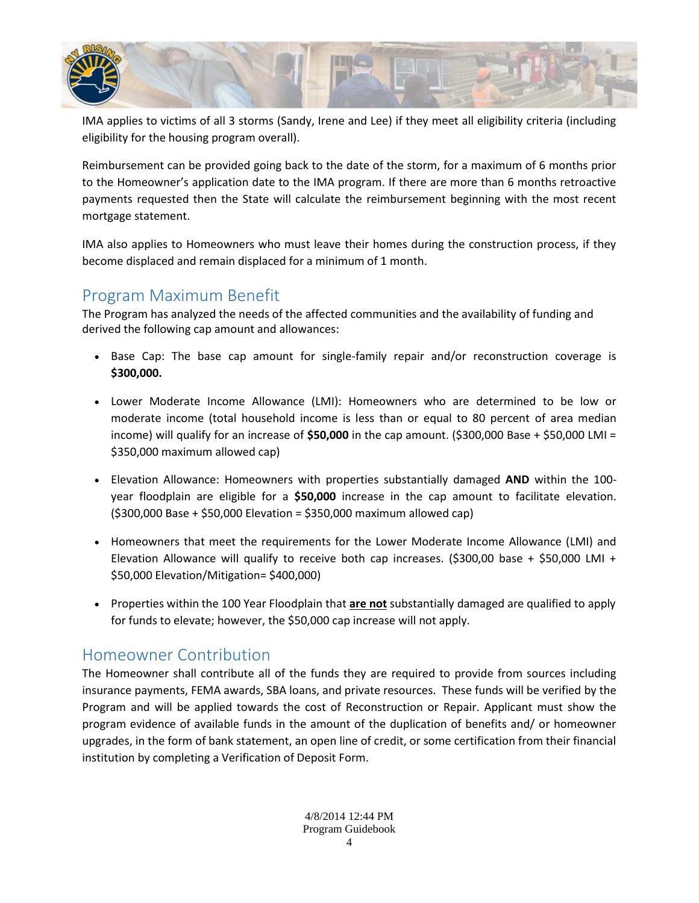IMA applies to victims of all 3 storms (Sandy, Irene and Lee) if they meet all eligibility criteria (including eligibility for the housing program overall).

Reimbursement can be provided going back to the date of the storm, for a maximum of 6 months prior to the Homeowner's application date to the IMA program. If there are more than 6 months retroactive payments requested then the State will calculate the reimbursement beginning with the most recent mortgage statement.

IMA also applies to Homeowners who must leave their homes during the construction process, if they become displaced and remain displaced for a minimum of 1 month.

## Program Maximum Benefit

The Program has analyzed the needs of the affected communities and the availability of funding and derived the following cap amount and allowances:

- Base Cap: The base cap amount for single-family repair and/or reconstruction coverage is **$300,000.**
- Lower Moderate Income Allowance (LMI): Homeowners who are determined to be low or moderate income (total household income is less than or equal to 80 percent of area median income) will qualify for an increase of **$50,000** in the cap amount. ($300,000 Base + $50,000 LMI = $350,000 maximum allowed cap)
- Elevation Allowance: Homeowners with properties substantially damaged **AND** within the 100-year floodplain are eligible for a **$50,000** increase in the cap amount to facilitate elevation. ($300,000 Base + $50,000 Elevation = $350,000 maximum allowed cap)
- Homeowners that meet the requirements for the Lower Moderate Income Allowance (LMI) and Elevation Allowance will qualify to receive both cap increases. ($300,00 base + $50,000 LMI + $50,000 Elevation/Mitigation= $400,000)
- Properties within the 100 Year Floodplain that ***are not*** substantially damaged are qualified to apply for funds to elevate; however, the $50,000 cap increase will not apply.

## Homeowner Contribution

The Homeowner shall contribute all of the funds they are required to provide from sources including insurance payments, FEMA awards, SBA loans, and private resources. These funds will be verified by the Program and will be applied towards the cost of Reconstruction or Repair. Applicant must show the program evidence of available funds in the amount of the duplication of benefits and/ or homeowner upgrades, in the form of bank statement, an open line of credit, or some certification from their financial institution by completing a Verification of Deposit Form.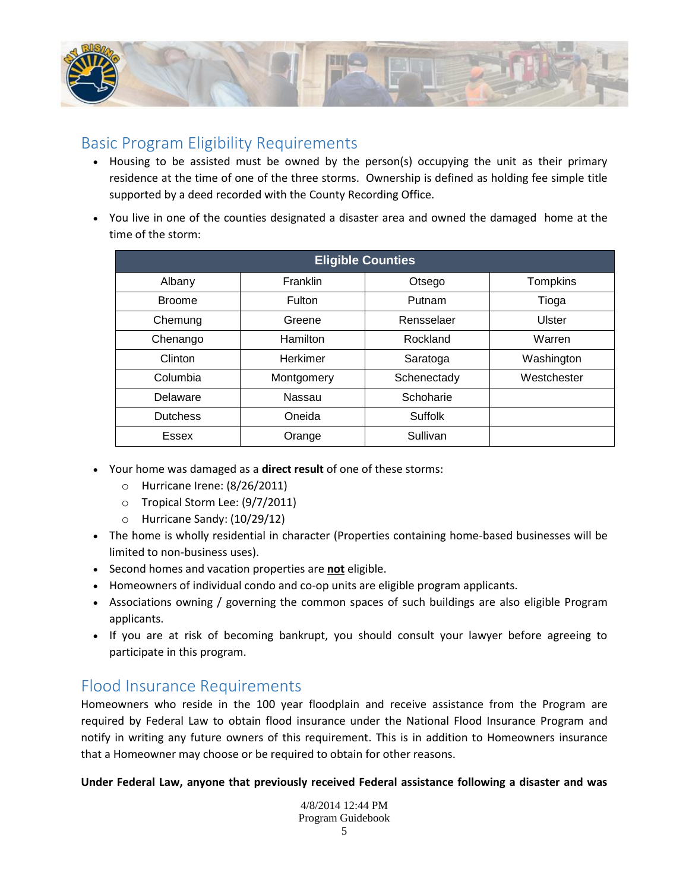## Basic Program Eligibility Requirements

- Housing to be assisted must be owned by the person(s) occupying the unit as their primary residence at the time of one of the three storms. Ownership is defined as holding fee simple title supported by a deed recorded with the County Recording Office.
- You live in one of the counties designated a disaster area and owned the damaged home at the time of the storm:

| Eligible Counties | | | |
|---|---|---|---|
| Albany | Franklin | Otsego | Tompkins |
| Broome | Fulton | Putnam | Tioga |
| Chemung | Greene | Rensselaer | Ulster |
| Chenango | Hamilton | Rockland | Warren |
| Clinton | Herkimer | Saratoga | Washington |
| Columbia | Montgomery | Schenectady | Westchester |
| Delaware | Nassau | Schoharie | |
| Dutchess | Oneida | Suffolk | |
| Essex | Orange | Sullivan | |

- Your home was damaged as a **direct result** of one of these storms:
  - Hurricane Irene: (8/26/2011)
  - Tropical Storm Lee: (9/7/2011)
  - Hurricane Sandy: (10/29/12)
- The home is wholly residential in character (Properties containing home-based businesses will be limited to non-business uses).
- Second homes and vacation properties are **<u>not</u>** eligible.
- Homeowners of individual condo and co-op units are eligible program applicants.
- Associations owning / governing the common spaces of such buildings are also eligible Program applicants.
- If you are at risk of becoming bankrupt, you should consult your lawyer before agreeing to participate in this program.

## Flood Insurance Requirements

Homeowners who reside in the 100 year floodplain and receive assistance from the Program are required by Federal Law to obtain flood insurance under the National Flood Insurance Program and notify in writing any future owners of this requirement. This is in addition to Homeowners insurance that a Homeowner may choose or be required to obtain for other reasons.

**Under Federal Law, anyone that previously received Federal assistance following a disaster and was**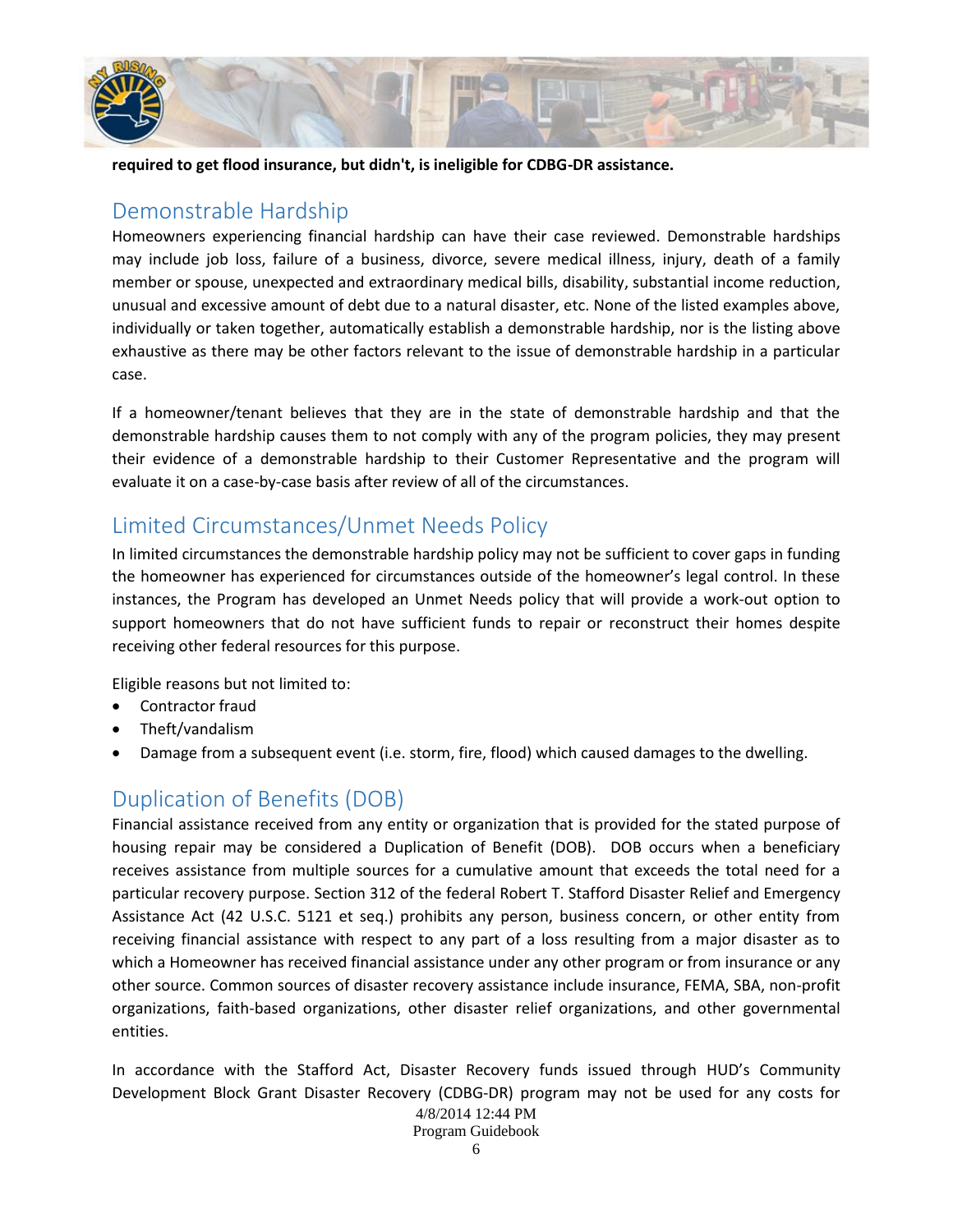**required to get flood insurance, but didn't, is ineligible for CDBG-DR assistance.**

## Demonstrable Hardship

Homeowners experiencing financial hardship can have their case reviewed. Demonstrable hardships may include job loss, failure of a business, divorce, severe medical illness, injury, death of a family member or spouse, unexpected and extraordinary medical bills, disability, substantial income reduction, unusual and excessive amount of debt due to a natural disaster, etc. None of the listed examples above, individually or taken together, automatically establish a demonstrable hardship, nor is the listing above exhaustive as there may be other factors relevant to the issue of demonstrable hardship in a particular case.

If a homeowner/tenant believes that they are in the state of demonstrable hardship and that the demonstrable hardship causes them to not comply with any of the program policies, they may present their evidence of a demonstrable hardship to their Customer Representative and the program will evaluate it on a case-by-case basis after review of all of the circumstances.

## Limited Circumstances/Unmet Needs Policy

In limited circumstances the demonstrable hardship policy may not be sufficient to cover gaps in funding the homeowner has experienced for circumstances outside of the homeowner's legal control. In these instances, the Program has developed an Unmet Needs policy that will provide a work-out option to support homeowners that do not have sufficient funds to repair or reconstruct their homes despite receiving other federal resources for this purpose.

Eligible reasons but not limited to:

- Contractor fraud
- Theft/vandalism
- Damage from a subsequent event (i.e. storm, fire, flood) which caused damages to the dwelling.

## Duplication of Benefits (DOB)

Financial assistance received from any entity or organization that is provided for the stated purpose of housing repair may be considered a Duplication of Benefit (DOB). DOB occurs when a beneficiary receives assistance from multiple sources for a cumulative amount that exceeds the total need for a particular recovery purpose. Section 312 of the federal Robert T. Stafford Disaster Relief and Emergency Assistance Act (42 U.S.C. 5121 et seq.) prohibits any person, business concern, or other entity from receiving financial assistance with respect to any part of a loss resulting from a major disaster as to which a Homeowner has received financial assistance under any other program or from insurance or any other source. Common sources of disaster recovery assistance include insurance, FEMA, SBA, non-profit organizations, faith-based organizations, other disaster relief organizations, and other governmental entities.

In accordance with the Stafford Act, Disaster Recovery funds issued through HUD's Community Development Block Grant Disaster Recovery (CDBG-DR) program may not be used for any costs for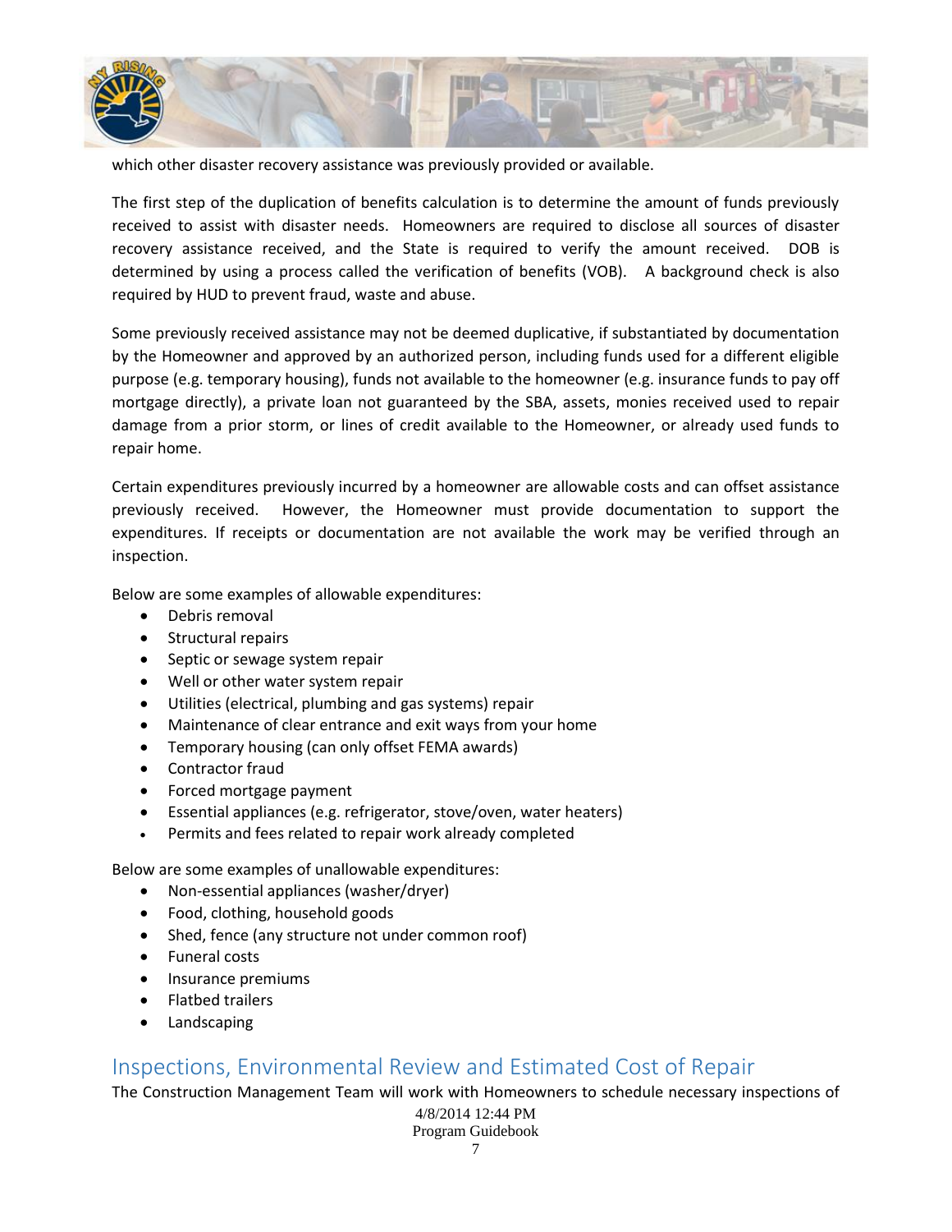which other disaster recovery assistance was previously provided or available.

The first step of the duplication of benefits calculation is to determine the amount of funds previously received to assist with disaster needs. Homeowners are required to disclose all sources of disaster recovery assistance received, and the State is required to verify the amount received. DOB is determined by using a process called the verification of benefits (VOB). A background check is also required by HUD to prevent fraud, waste and abuse.

Some previously received assistance may not be deemed duplicative, if substantiated by documentation by the Homeowner and approved by an authorized person, including funds used for a different eligible purpose (e.g. temporary housing), funds not available to the homeowner (e.g. insurance funds to pay off mortgage directly), a private loan not guaranteed by the SBA, assets, monies received used to repair damage from a prior storm, or lines of credit available to the Homeowner, or already used funds to repair home.

Certain expenditures previously incurred by a homeowner are allowable costs and can offset assistance previously received. However, the Homeowner must provide documentation to support the expenditures. If receipts or documentation are not available the work may be verified through an inspection.

Below are some examples of allowable expenditures:

- Debris removal
- Structural repairs
- Septic or sewage system repair
- Well or other water system repair
- Utilities (electrical, plumbing and gas systems) repair
- Maintenance of clear entrance and exit ways from your home
- Temporary housing (can only offset FEMA awards)
- Contractor fraud
- Forced mortgage payment
- Essential appliances (e.g. refrigerator, stove/oven, water heaters)
- Permits and fees related to repair work already completed

Below are some examples of unallowable expenditures:

- Non-essential appliances (washer/dryer)
- Food, clothing, household goods
- Shed, fence (any structure not under common roof)
- Funeral costs
- Insurance premiums
- Flatbed trailers
- Landscaping

## Inspections, Environmental Review and Estimated Cost of Repair

The Construction Management Team will work with Homeowners to schedule necessary inspections of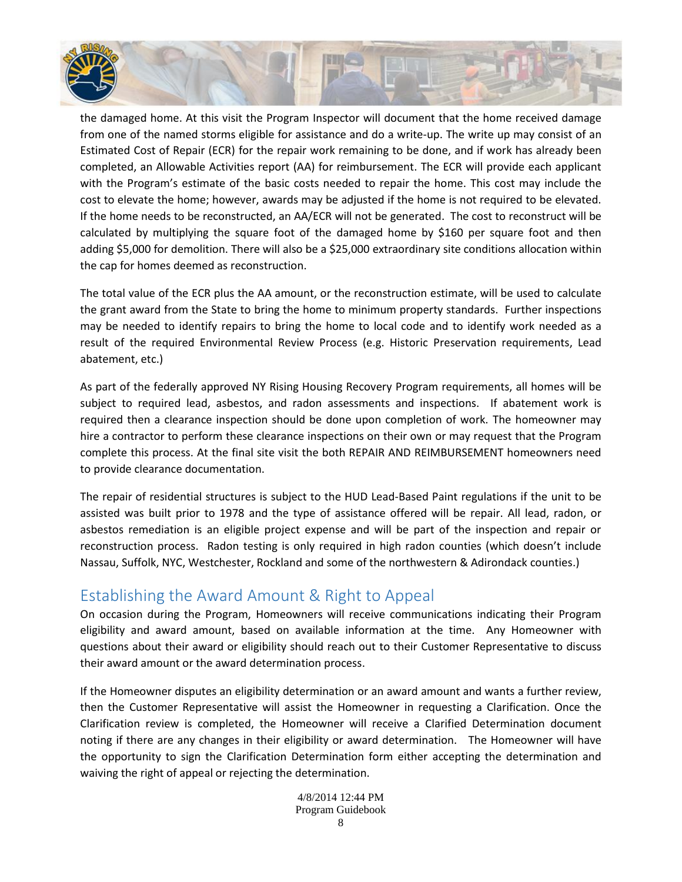the damaged home. At this visit the Program Inspector will document that the home received damage from one of the named storms eligible for assistance and do a write-up. The write up may consist of an Estimated Cost of Repair (ECR) for the repair work remaining to be done, and if work has already been completed, an Allowable Activities report (AA) for reimbursement. The ECR will provide each applicant with the Program's estimate of the basic costs needed to repair the home. This cost may include the cost to elevate the home; however, awards may be adjusted if the home is not required to be elevated. If the home needs to be reconstructed, an AA/ECR will not be generated. The cost to reconstruct will be calculated by multiplying the square foot of the damaged home by $160 per square foot and then adding $5,000 for demolition. There will also be a $25,000 extraordinary site conditions allocation within the cap for homes deemed as reconstruction.

The total value of the ECR plus the AA amount, or the reconstruction estimate, will be used to calculate the grant award from the State to bring the home to minimum property standards. Further inspections may be needed to identify repairs to bring the home to local code and to identify work needed as a result of the required Environmental Review Process (e.g. Historic Preservation requirements, Lead abatement, etc.)

As part of the federally approved NY Rising Housing Recovery Program requirements, all homes will be subject to required lead, asbestos, and radon assessments and inspections. If abatement work is required then a clearance inspection should be done upon completion of work. The homeowner may hire a contractor to perform these clearance inspections on their own or may request that the Program complete this process. At the final site visit the both REPAIR AND REIMBURSEMENT homeowners need to provide clearance documentation.

The repair of residential structures is subject to the HUD Lead-Based Paint regulations if the unit to be assisted was built prior to 1978 and the type of assistance offered will be repair. All lead, radon, or asbestos remediation is an eligible project expense and will be part of the inspection and repair or reconstruction process. Radon testing is only required in high radon counties (which doesn't include Nassau, Suffolk, NYC, Westchester, Rockland and some of the northwestern & Adirondack counties.)

## Establishing the Award Amount & Right to Appeal

On occasion during the Program, Homeowners will receive communications indicating their Program eligibility and award amount, based on available information at the time. Any Homeowner with questions about their award or eligibility should reach out to their Customer Representative to discuss their award amount or the award determination process.

If the Homeowner disputes an eligibility determination or an award amount and wants a further review, then the Customer Representative will assist the Homeowner in requesting a Clarification. Once the Clarification review is completed, the Homeowner will receive a Clarified Determination document noting if there are any changes in their eligibility or award determination. The Homeowner will have the opportunity to sign the Clarification Determination form either accepting the determination and waiving the right of appeal or rejecting the determination.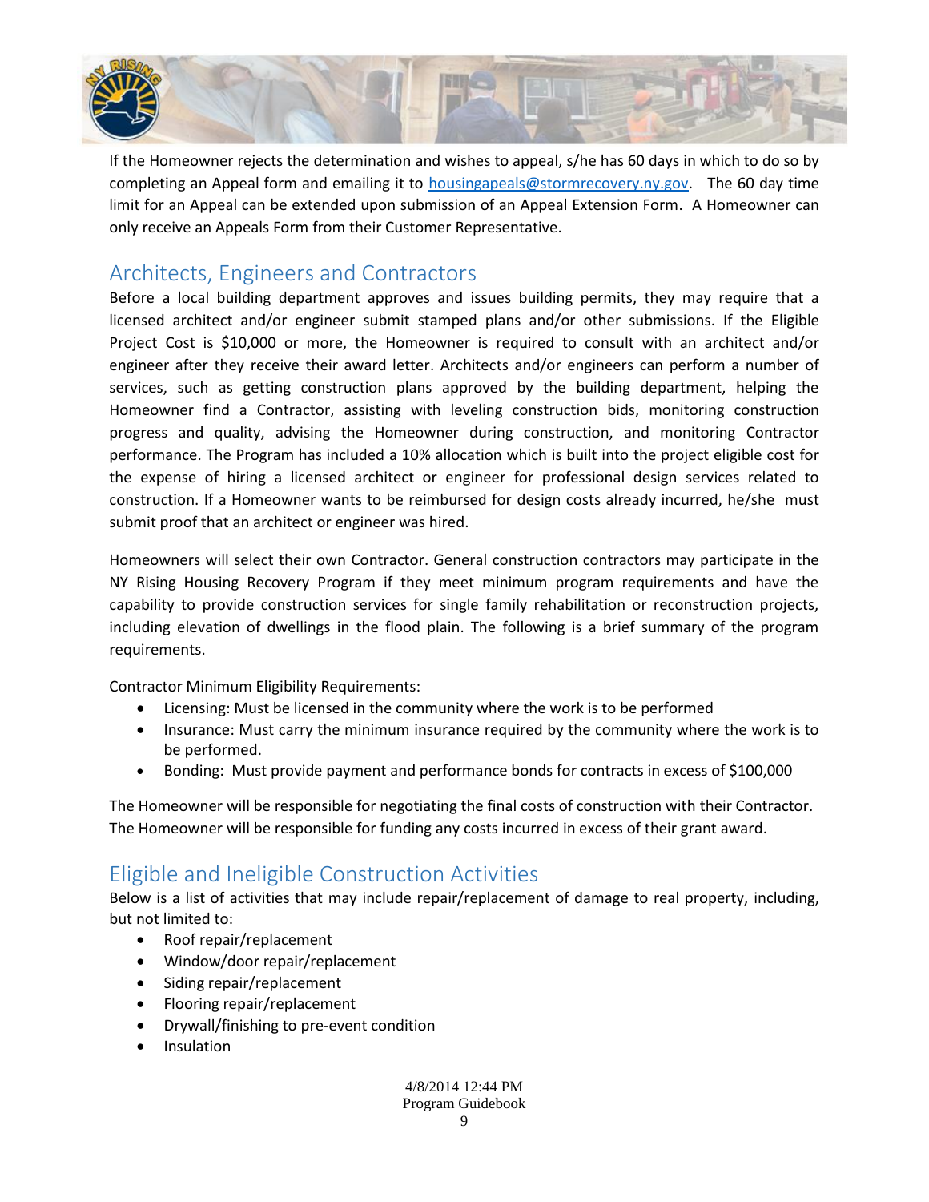If the Homeowner rejects the determination and wishes to appeal, s/he has 60 days in which to do so by completing an Appeal form and emailing it to [housingapeals@stormrecovery.ny.gov](mailto:housingapeals@stormrecovery.ny.gov). The 60 day time limit for an Appeal can be extended upon submission of an Appeal Extension Form. A Homeowner can only receive an Appeals Form from their Customer Representative.

## Architects, Engineers and Contractors

Before a local building department approves and issues building permits, they may require that a licensed architect and/or engineer submit stamped plans and/or other submissions. If the Eligible Project Cost is $10,000 or more, the Homeowner is required to consult with an architect and/or engineer after they receive their award letter. Architects and/or engineers can perform a number of services, such as getting construction plans approved by the building department, helping the Homeowner find a Contractor, assisting with leveling construction bids, monitoring construction progress and quality, advising the Homeowner during construction, and monitoring Contractor performance. The Program has included a 10% allocation which is built into the project eligible cost for the expense of hiring a licensed architect or engineer for professional design services related to construction. If a Homeowner wants to be reimbursed for design costs already incurred, he/she must submit proof that an architect or engineer was hired.

Homeowners will select their own Contractor. General construction contractors may participate in the NY Rising Housing Recovery Program if they meet minimum program requirements and have the capability to provide construction services for single family rehabilitation or reconstruction projects, including elevation of dwellings in the flood plain. The following is a brief summary of the program requirements.

Contractor Minimum Eligibility Requirements:

- Licensing: Must be licensed in the community where the work is to be performed
- Insurance: Must carry the minimum insurance required by the community where the work is to be performed.
- Bonding: Must provide payment and performance bonds for contracts in excess of $100,000

The Homeowner will be responsible for negotiating the final costs of construction with their Contractor. The Homeowner will be responsible for funding any costs incurred in excess of their grant award.

## Eligible and Ineligible Construction Activities

Below is a list of activities that may include repair/replacement of damage to real property, including, but not limited to:

- Roof repair/replacement
- Window/door repair/replacement
- Siding repair/replacement
- Flooring repair/replacement
- Drywall/finishing to pre-event condition
- Insulation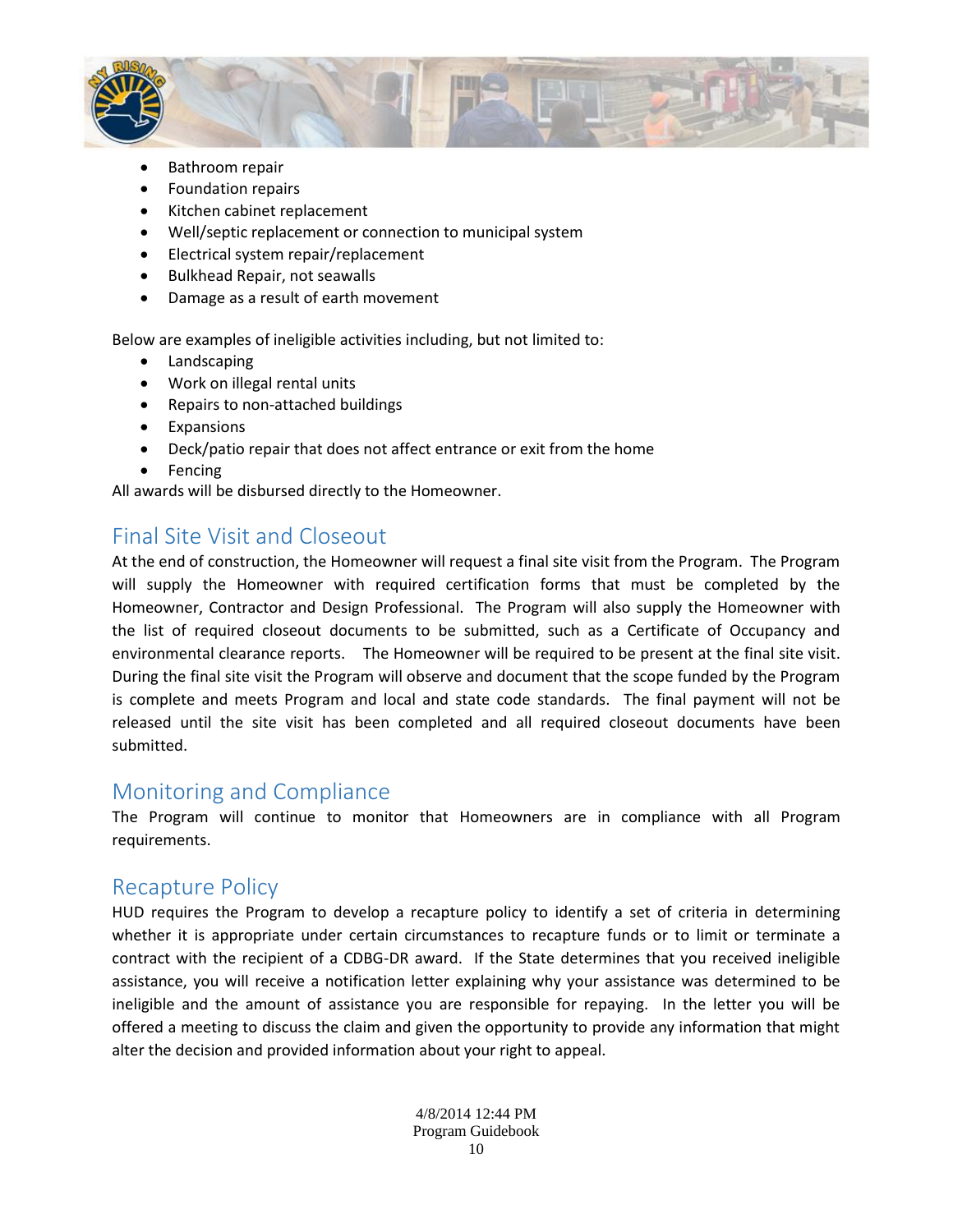- Bathroom repair
- Foundation repairs
- Kitchen cabinet replacement
- Well/septic replacement or connection to municipal system
- Electrical system repair/replacement
- Bulkhead Repair, not seawalls
- Damage as a result of earth movement

Below are examples of ineligible activities including, but not limited to:

- Landscaping
- Work on illegal rental units
- Repairs to non-attached buildings
- Expansions
- Deck/patio repair that does not affect entrance or exit from the home
- Fencing

All awards will be disbursed directly to the Homeowner.

## Final Site Visit and Closeout

At the end of construction, the Homeowner will request a final site visit from the Program. The Program will supply the Homeowner with required certification forms that must be completed by the Homeowner, Contractor and Design Professional. The Program will also supply the Homeowner with the list of required closeout documents to be submitted, such as a Certificate of Occupancy and environmental clearance reports. The Homeowner will be required to be present at the final site visit. During the final site visit the Program will observe and document that the scope funded by the Program is complete and meets Program and local and state code standards. The final payment will not be released until the site visit has been completed and all required closeout documents have been submitted.

## Monitoring and Compliance

The Program will continue to monitor that Homeowners are in compliance with all Program requirements.

## Recapture Policy

HUD requires the Program to develop a recapture policy to identify a set of criteria in determining whether it is appropriate under certain circumstances to recapture funds or to limit or terminate a contract with the recipient of a CDBG-DR award. If the State determines that you received ineligible assistance, you will receive a notification letter explaining why your assistance was determined to be ineligible and the amount of assistance you are responsible for repaying. In the letter you will be offered a meeting to discuss the claim and given the opportunity to provide any information that might alter the decision and provided information about your right to appeal.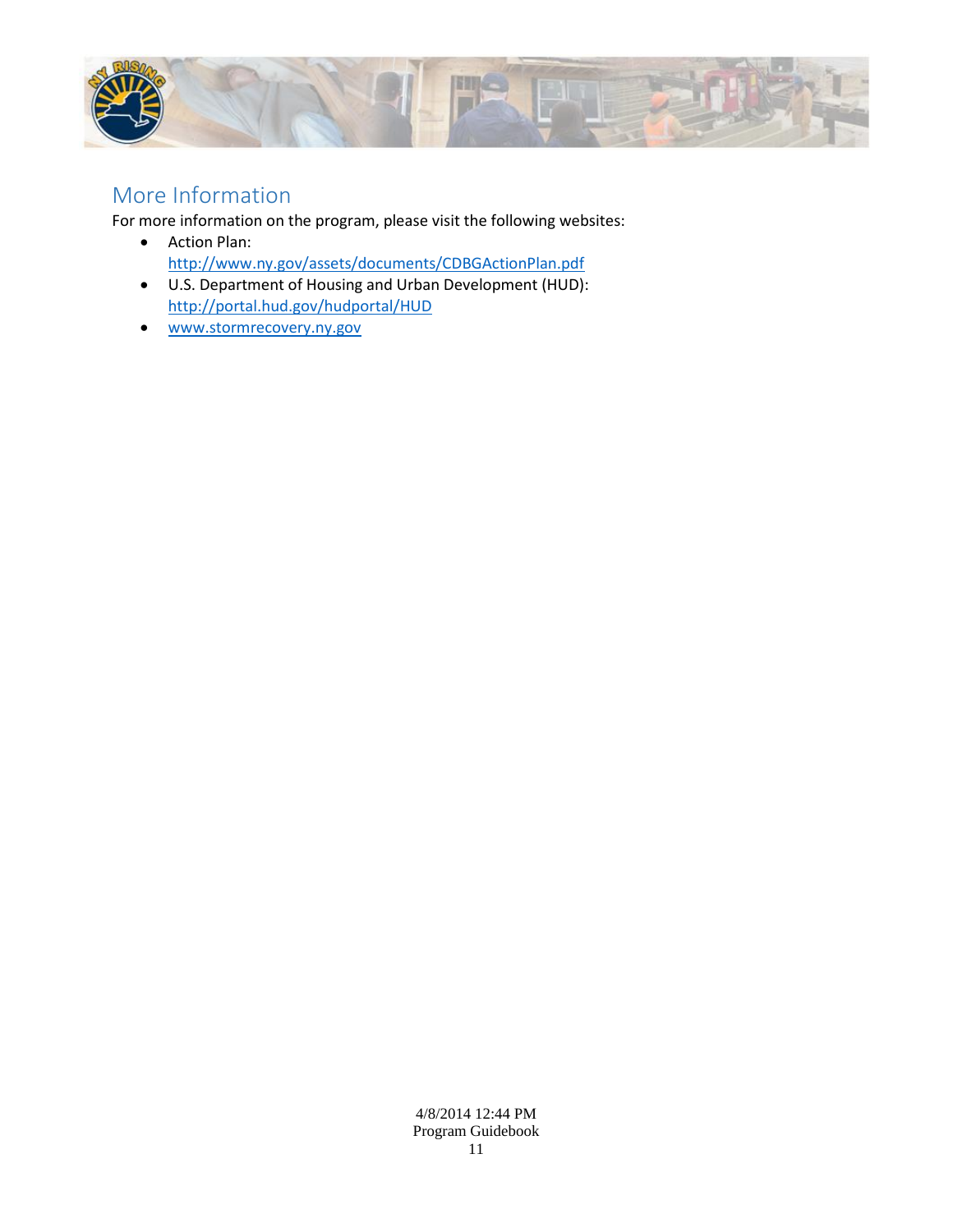## More Information

For more information on the program, please visit the following websites:

- Action Plan: http://www.ny.gov/assets/documents/CDBGActionPlan.pdf
- U.S. Department of Housing and Urban Development (HUD): http://portal.hud.gov/hudportal/HUD
- www.stormrecovery.ny.gov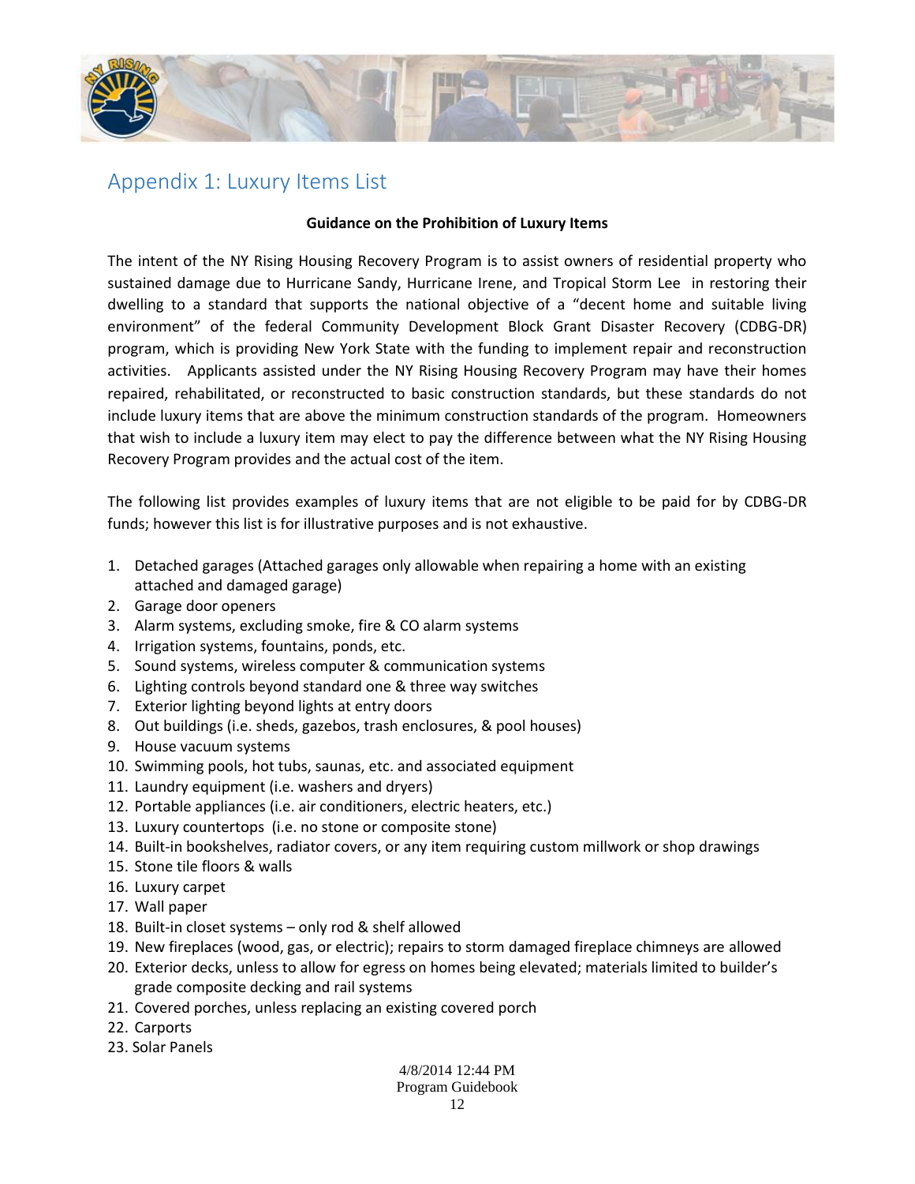## Appendix 1: Luxury Items List

**Guidance on the Prohibition of Luxury Items**

The intent of the NY Rising Housing Recovery Program is to assist owners of residential property who sustained damage due to Hurricane Sandy, Hurricane Irene, and Tropical Storm Lee in restoring their dwelling to a standard that supports the national objective of a "decent home and suitable living environment" of the federal Community Development Block Grant Disaster Recovery (CDBG-DR) program, which is providing New York State with the funding to implement repair and reconstruction activities. Applicants assisted under the NY Rising Housing Recovery Program may have their homes repaired, rehabilitated, or reconstructed to basic construction standards, but these standards do not include luxury items that are above the minimum construction standards of the program. Homeowners that wish to include a luxury item may elect to pay the difference between what the NY Rising Housing Recovery Program provides and the actual cost of the item.

The following list provides examples of luxury items that are not eligible to be paid for by CDBG-DR funds; however this list is for illustrative purposes and is not exhaustive.

1. Detached garages (Attached garages only allowable when repairing a home with an existing attached and damaged garage)
2. Garage door openers
3. Alarm systems, excluding smoke, fire & CO alarm systems
4. Irrigation systems, fountains, ponds, etc.
5. Sound systems, wireless computer & communication systems
6. Lighting controls beyond standard one & three way switches
7. Exterior lighting beyond lights at entry doors
8. Out buildings (i.e. sheds, gazebos, trash enclosures, & pool houses)
9. House vacuum systems
10. Swimming pools, hot tubs, saunas, etc. and associated equipment
11. Laundry equipment (i.e. washers and dryers)
12. Portable appliances (i.e. air conditioners, electric heaters, etc.)
13. Luxury countertops (i.e. no stone or composite stone)
14. Built-in bookshelves, radiator covers, or any item requiring custom millwork or shop drawings
15. Stone tile floors & walls
16. Luxury carpet
17. Wall paper
18. Built-in closet systems – only rod & shelf allowed
19. New fireplaces (wood, gas, or electric); repairs to storm damaged fireplace chimneys are allowed
20. Exterior decks, unless to allow for egress on homes being elevated; materials limited to builder's grade composite decking and rail systems
21. Covered porches, unless replacing an existing covered porch
22. Carports
23. Solar Panels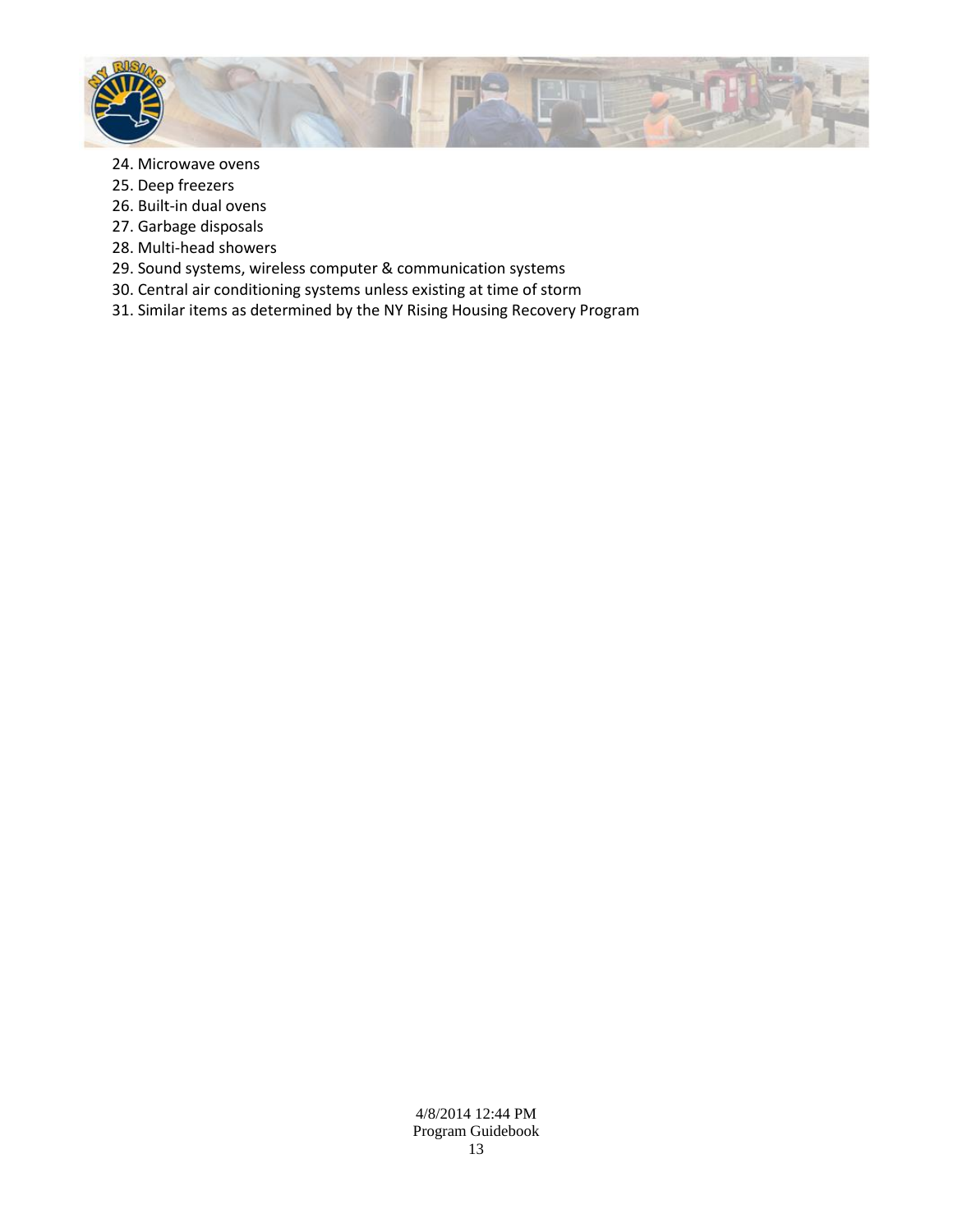24. Microwave ovens
25. Deep freezers
26. Built-in dual ovens
27. Garbage disposals
28. Multi-head showers
29. Sound systems, wireless computer & communication systems
30. Central air conditioning systems unless existing at time of storm
31. Similar items as determined by the NY Rising Housing Recovery Program